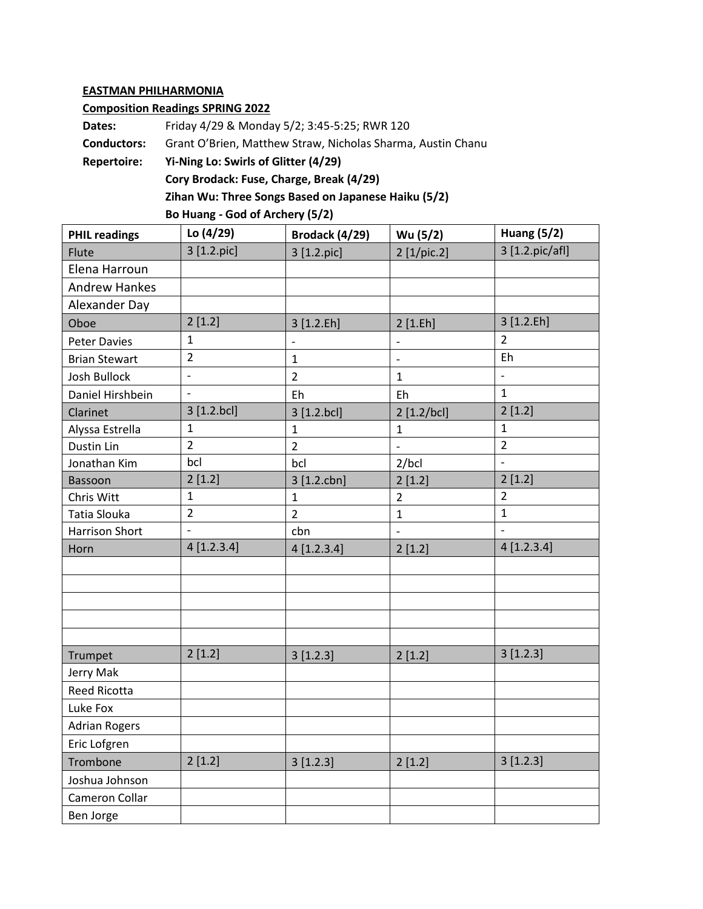**EASTMAN PHILHARMONIA**

**Composition Readings SPRING 2022**

**Dates:** Friday 4/29 & Monday 5/2; 3:45-5:25; RWR 120

**Conductors:** Grant O'Brien, Matthew Straw, Nicholas Sharma, Austin Chanu

**Repertoire:** **Yi-Ning Lo: Swirls of Glitter (4/29)**

**Cory Brodack: Fuse, Charge, Break (4/29)**

**Zihan Wu: Three Songs Based on Japanese Haiku (5/2)**

**Bo Huang - God of Archery (5/2)**

| PHIL readings | Lo (4/29) | Brodack (4/29) | Wu (5/2) | Huang (5/2) |
|---|---|---|---|---|
| Flute | 3 [1.2.pic] | 3 [1.2.pic] | 2 [1/pic.2] | 3 [1.2.pic/afl] |
| Elena Harroun | | | | |
| Andrew Hankes | | | | |
| Alexander Day | | | | |
| Oboe | 2 [1.2] | 3 [1.2.Eh] | 2 [1.Eh] | 3 [1.2.Eh] |
| Peter Davies | 1 | - | - | 2 |
| Brian Stewart | 2 | 1 | - | Eh |
| Josh Bullock | - | 2 | 1 | - |
| Daniel Hirshbein | - | Eh | Eh | 1 |
| Clarinet | 3 [1.2.bcl] | 3 [1.2.bcl] | 2 [1.2/bcl] | 2 [1.2] |
| Alyssa Estrella | 1 | 1 | 1 | 1 |
| Dustin Lin | 2 | 2 | - | 2 |
| Jonathan Kim | bcl | bcl | 2/bcl | - |
| Bassoon | 2 [1.2] | 3 [1.2.cbn] | 2 [1.2] | 2 [1.2] |
| Chris Witt | 1 | 1 | 2 | 2 |
| Tatia Slouka | 2 | 2 | 1 | 1 |
| Harrison Short | - | cbn | - | - |
| Horn | 4 [1.2.3.4] | 4 [1.2.3.4] | 2 [1.2] | 4 [1.2.3.4] |
| | | | | |
| | | | | |
| | | | | |
| | | | | |
| | | | | |
| Trumpet | 2 [1.2] | 3 [1.2.3] | 2 [1.2] | 3 [1.2.3] |
| Jerry Mak | | | | |
| Reed Ricotta | | | | |
| Luke Fox | | | | |
| Adrian Rogers | | | | |
| Eric Lofgren | | | | |
| Trombone | 2 [1.2] | 3 [1.2.3] | 2 [1.2] | 3 [1.2.3] |
| Joshua Johnson | | | | |
| Cameron Collar | | | | |
| Ben Jorge | | | | |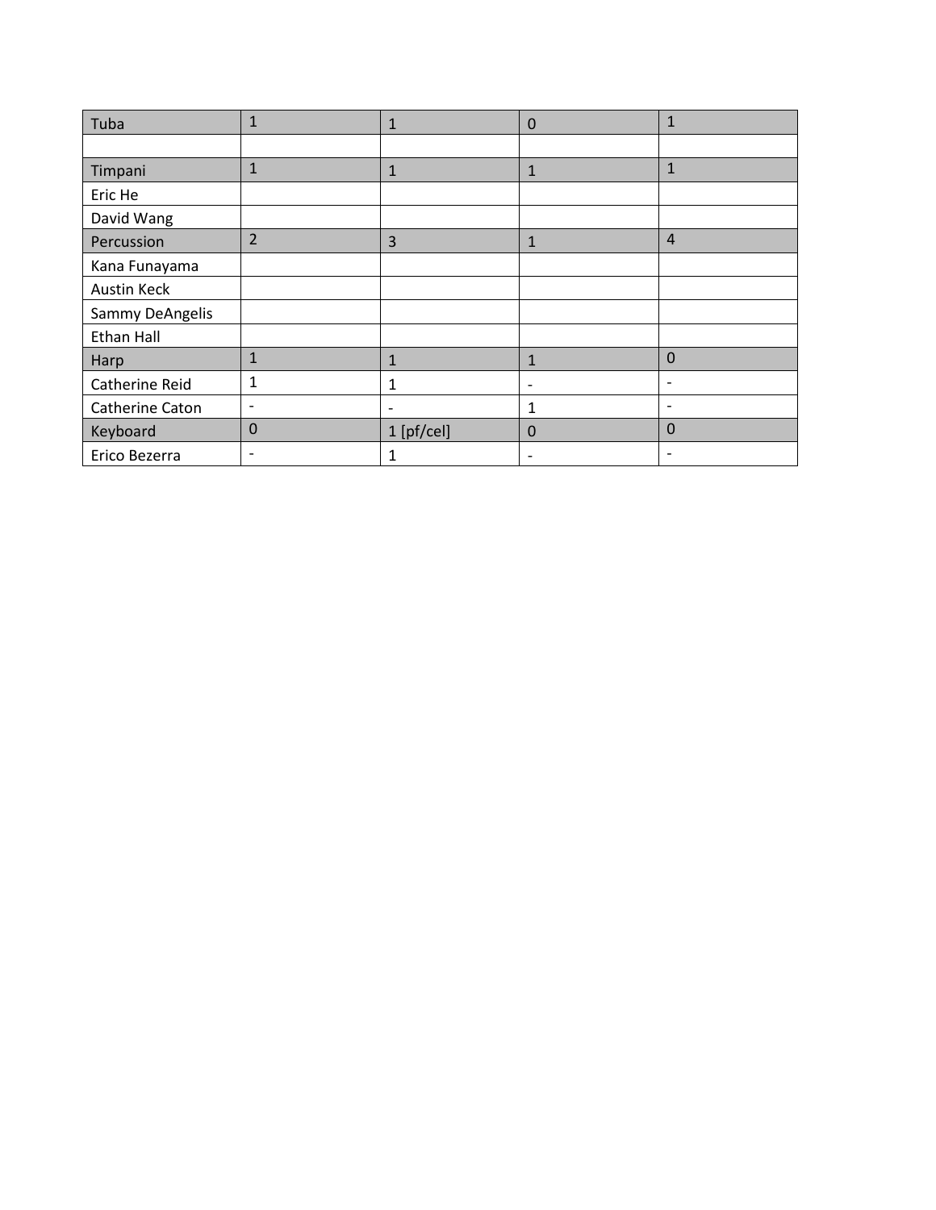| | | | | |
|---|---|---|---|---|
| Tuba | 1 | 1 | 0 | 1 |
| | | | | |
| Timpani | 1 | 1 | 1 | 1 |
| Eric He | | | | |
| David Wang | | | | |
| Percussion | 2 | 3 | 1 | 4 |
| Kana Funayama | | | | |
| Austin Keck | | | | |
| Sammy DeAngelis | | | | |
| Ethan Hall | | | | |
| Harp | 1 | 1 | 1 | 0 |
| Catherine Reid | 1 | 1 | - | - |
| Catherine Caton | - | - | 1 | - |
| Keyboard | 0 | 1 [pf/cel] | 0 | 0 |
| Erico Bezerra | - | 1 | - | - |